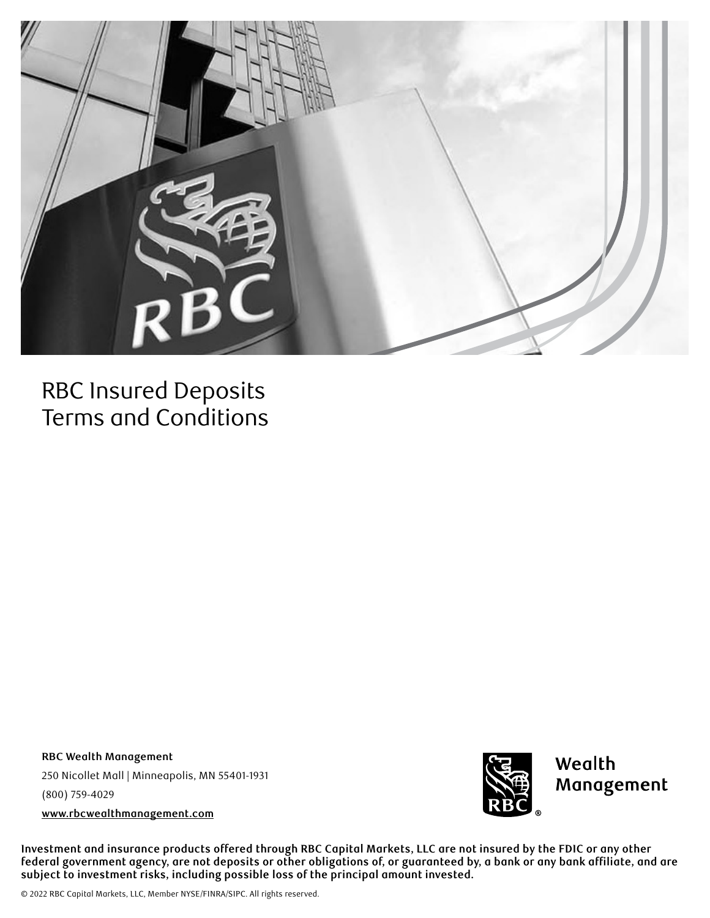# RBC Insured Deposits Terms and Conditions

**RBC Wealth Management**

250 Nicollet Mall | Minneapolis, MN 55401-1931

(800) 759-4029

www.rbcwealthmanagement.com

**Investment and insurance products offered through RBC Capital Markets, LLC are not insured by the FDIC or any other federal government agency, are not deposits or other obligations of, or guaranteed by, a bank or any bank affiliate, and are subject to investment risks, including possible loss of the principal amount invested.**

© 2022 RBC Capital Markets, LLC, Member NYSE/FINRA/SIPC. All rights reserved.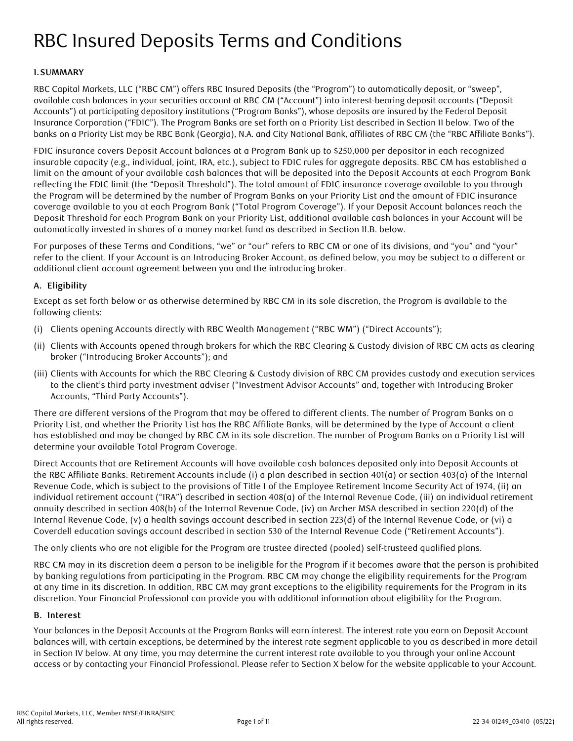# RBC Insured Deposits Terms and Conditions

## I. SUMMARY

RBC Capital Markets, LLC ("RBC CM") offers RBC Insured Deposits (the "Program") to automatically deposit, or "sweep", available cash balances in your securities account at RBC CM ("Account") into interest-bearing deposit accounts ("Deposit Accounts") at participating depository institutions ("Program Banks"), whose deposits are insured by the Federal Deposit Insurance Corporation ("FDIC"). The Program Banks are set forth on a Priority List described in Section II below. Two of the banks on a Priority List may be RBC Bank (Georgia), N.A. and City National Bank, affiliates of RBC CM (the "RBC Affiliate Banks").

FDIC insurance covers Deposit Account balances at a Program Bank up to $250,000 per depositor in each recognized insurable capacity (e.g., individual, joint, IRA, etc.), subject to FDIC rules for aggregate deposits. RBC CM has established a limit on the amount of your available cash balances that will be deposited into the Deposit Accounts at each Program Bank reflecting the FDIC limit (the "Deposit Threshold"). The total amount of FDIC insurance coverage available to you through the Program will be determined by the number of Program Banks on your Priority List and the amount of FDIC insurance coverage available to you at each Program Bank ("Total Program Coverage"). If your Deposit Account balances reach the Deposit Threshold for each Program Bank on your Priority List, additional available cash balances in your Account will be automatically invested in shares of a money market fund as described in Section II.B. below.

For purposes of these Terms and Conditions, "we" or "our" refers to RBC CM or one of its divisions, and "you" and "your" refer to the client. If your Account is an Introducing Broker Account, as defined below, you may be subject to a different or additional client account agreement between you and the introducing broker.

### A. Eligibility

Except as set forth below or as otherwise determined by RBC CM in its sole discretion, the Program is available to the following clients:

(i) Clients opening Accounts directly with RBC Wealth Management ("RBC WM") ("Direct Accounts");

(ii) Clients with Accounts opened through brokers for which the RBC Clearing & Custody division of RBC CM acts as clearing broker ("Introducing Broker Accounts"); and

(iii) Clients with Accounts for which the RBC Clearing & Custody division of RBC CM provides custody and execution services to the client's third party investment adviser ("Investment Advisor Accounts" and, together with Introducing Broker Accounts, "Third Party Accounts").

There are different versions of the Program that may be offered to different clients. The number of Program Banks on a Priority List, and whether the Priority List has the RBC Affiliate Banks, will be determined by the type of Account a client has established and may be changed by RBC CM in its sole discretion. The number of Program Banks on a Priority List will determine your available Total Program Coverage.

Direct Accounts that are Retirement Accounts will have available cash balances deposited only into Deposit Accounts at the RBC Affiliate Banks. Retirement Accounts include (i) a plan described in section 401(a) or section 403(a) of the Internal Revenue Code, which is subject to the provisions of Title I of the Employee Retirement Income Security Act of 1974, (ii) an individual retirement account ("IRA") described in section 408(a) of the Internal Revenue Code, (iii) an individual retirement annuity described in section 408(b) of the Internal Revenue Code, (iv) an Archer MSA described in section 220(d) of the Internal Revenue Code, (v) a health savings account described in section 223(d) of the Internal Revenue Code, or (vi) a Coverdell education savings account described in section 530 of the Internal Revenue Code ("Retirement Accounts").

The only clients who are not eligible for the Program are trustee directed (pooled) self-trusteed qualified plans.

RBC CM may in its discretion deem a person to be ineligible for the Program if it becomes aware that the person is prohibited by banking regulations from participating in the Program. RBC CM may change the eligibility requirements for the Program at any time in its discretion. In addition, RBC CM may grant exceptions to the eligibility requirements for the Program in its discretion. Your Financial Professional can provide you with additional information about eligibility for the Program.

### B. Interest

Your balances in the Deposit Accounts at the Program Banks will earn interest. The interest rate you earn on Deposit Account balances will, with certain exceptions, be determined by the interest rate segment applicable to you as described in more detail in Section IV below. At any time, you may determine the current interest rate available to you through your online Account access or by contacting your Financial Professional. Please refer to Section X below for the website applicable to your Account.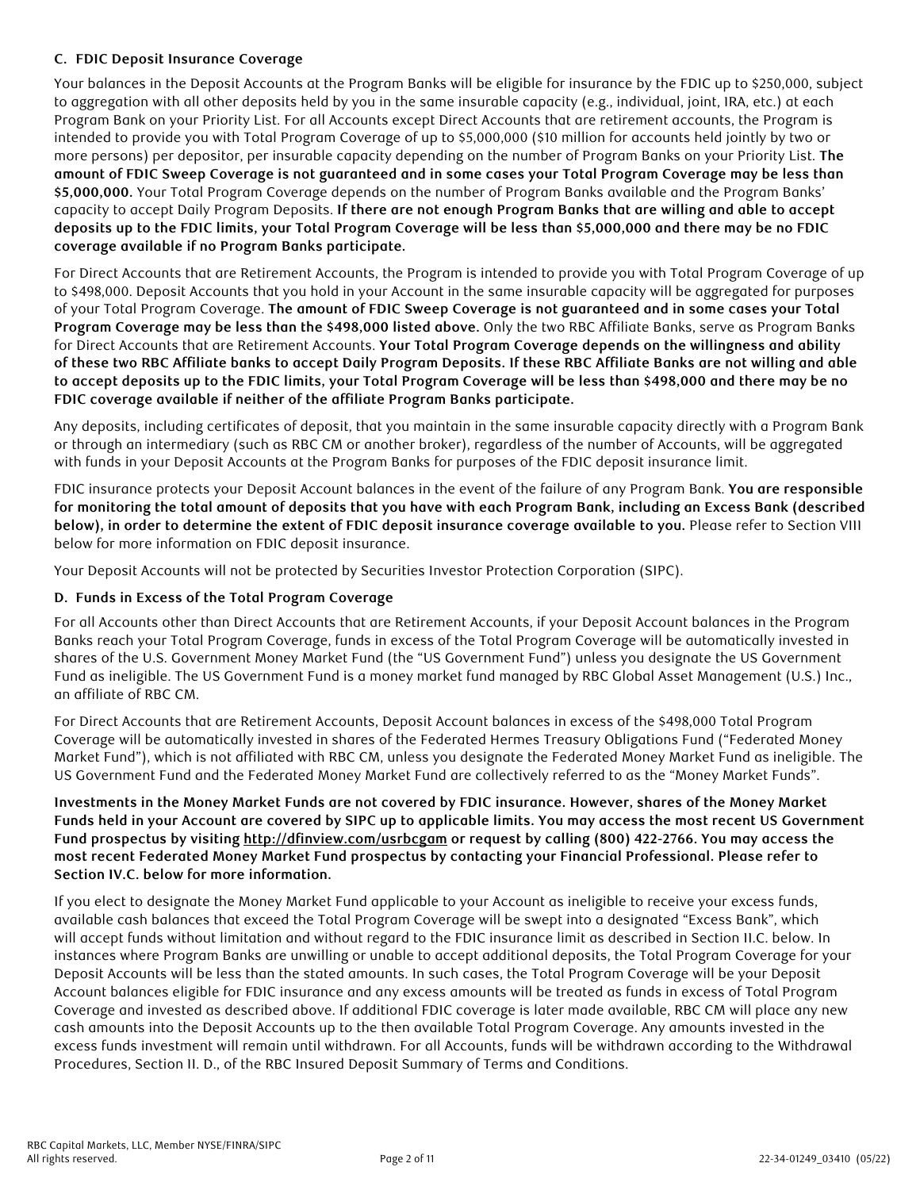### C. FDIC Deposit Insurance Coverage

Your balances in the Deposit Accounts at the Program Banks will be eligible for insurance by the FDIC up to $250,000, subject to aggregation with all other deposits held by you in the same insurable capacity (e.g., individual, joint, IRA, etc.) at each Program Bank on your Priority List. For all Accounts except Direct Accounts that are retirement accounts, the Program is intended to provide you with Total Program Coverage of up to $5,000,000 ($10 million for accounts held jointly by two or more persons) per depositor, per insurable capacity depending on the number of Program Banks on your Priority List. **The amount of FDIC Sweep Coverage is not guaranteed and in some cases your Total Program Coverage may be less than $5,000,000.** Your Total Program Coverage depends on the number of Program Banks available and the Program Banks' capacity to accept Daily Program Deposits. **If there are not enough Program Banks that are willing and able to accept deposits up to the FDIC limits, your Total Program Coverage will be less than $5,000,000 and there may be no FDIC coverage available if no Program Banks participate.**

For Direct Accounts that are Retirement Accounts, the Program is intended to provide you with Total Program Coverage of up to $498,000. Deposit Accounts that you hold in your Account in the same insurable capacity will be aggregated for purposes of your Total Program Coverage. **The amount of FDIC Sweep Coverage is not guaranteed and in some cases your Total Program Coverage may be less than the $498,000 listed above.** Only the two RBC Affiliate Banks, serve as Program Banks for Direct Accounts that are Retirement Accounts. **Your Total Program Coverage depends on the willingness and ability of these two RBC Affiliate banks to accept Daily Program Deposits. If these RBC Affiliate Banks are not willing and able to accept deposits up to the FDIC limits, your Total Program Coverage will be less than $498,000 and there may be no FDIC coverage available if neither of the affiliate Program Banks participate.**

Any deposits, including certificates of deposit, that you maintain in the same insurable capacity directly with a Program Bank or through an intermediary (such as RBC CM or another broker), regardless of the number of Accounts, will be aggregated with funds in your Deposit Accounts at the Program Banks for purposes of the FDIC deposit insurance limit.

FDIC insurance protects your Deposit Account balances in the event of the failure of any Program Bank. **You are responsible for monitoring the total amount of deposits that you have with each Program Bank, including an Excess Bank (described below), in order to determine the extent of FDIC deposit insurance coverage available to you.** Please refer to Section VIII below for more information on FDIC deposit insurance.

Your Deposit Accounts will not be protected by Securities Investor Protection Corporation (SIPC).

### D. Funds in Excess of the Total Program Coverage

For all Accounts other than Direct Accounts that are Retirement Accounts, if your Deposit Account balances in the Program Banks reach your Total Program Coverage, funds in excess of the Total Program Coverage will be automatically invested in shares of the U.S. Government Money Market Fund (the "US Government Fund") unless you designate the US Government Fund as ineligible. The US Government Fund is a money market fund managed by RBC Global Asset Management (U.S.) Inc., an affiliate of RBC CM.

For Direct Accounts that are Retirement Accounts, Deposit Account balances in excess of the $498,000 Total Program Coverage will be automatically invested in shares of the Federated Hermes Treasury Obligations Fund ("Federated Money Market Fund"), which is not affiliated with RBC CM, unless you designate the Federated Money Market Fund as ineligible. The US Government Fund and the Federated Money Market Fund are collectively referred to as the "Money Market Funds".

**Investments in the Money Market Funds are not covered by FDIC insurance. However, shares of the Money Market Funds held in your Account are covered by SIPC up to applicable limits. You may access the most recent US Government Fund prospectus by visiting http://dfinview.com/usrbcgam or request by calling (800) 422-2766. You may access the most recent Federated Money Market Fund prospectus by contacting your Financial Professional. Please refer to Section IV.C. below for more information.**

If you elect to designate the Money Market Fund applicable to your Account as ineligible to receive your excess funds, available cash balances that exceed the Total Program Coverage will be swept into a designated "Excess Bank", which will accept funds without limitation and without regard to the FDIC insurance limit as described in Section II.C. below. In instances where Program Banks are unwilling or unable to accept additional deposits, the Total Program Coverage for your Deposit Accounts will be less than the stated amounts. In such cases, the Total Program Coverage will be your Deposit Account balances eligible for FDIC insurance and any excess amounts will be treated as funds in excess of Total Program Coverage and invested as described above. If additional FDIC coverage is later made available, RBC CM will place any new cash amounts into the Deposit Accounts up to the then available Total Program Coverage. Any amounts invested in the excess funds investment will remain until withdrawn. For all Accounts, funds will be withdrawn according to the Withdrawal Procedures, Section II. D., of the RBC Insured Deposit Summary of Terms and Conditions.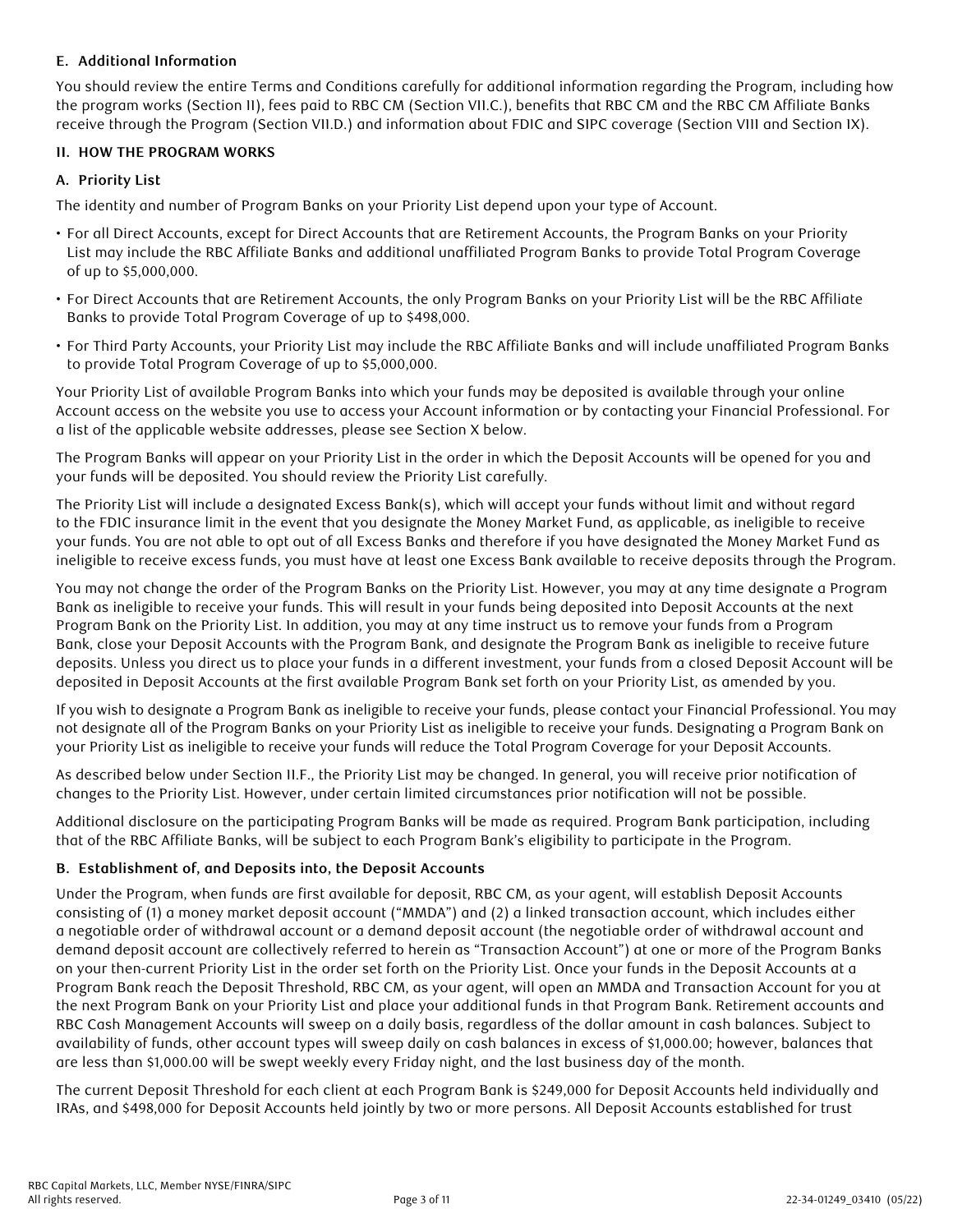### E. Additional Information

You should review the entire Terms and Conditions carefully for additional information regarding the Program, including how the program works (Section II), fees paid to RBC CM (Section VII.C.), benefits that RBC CM and the RBC CM Affiliate Banks receive through the Program (Section VII.D.) and information about FDIC and SIPC coverage (Section VIII and Section IX).

## II. HOW THE PROGRAM WORKS

### A. Priority List

The identity and number of Program Banks on your Priority List depend upon your type of Account.

- For all Direct Accounts, except for Direct Accounts that are Retirement Accounts, the Program Banks on your Priority List may include the RBC Affiliate Banks and additional unaffiliated Program Banks to provide Total Program Coverage of up to $5,000,000.
- For Direct Accounts that are Retirement Accounts, the only Program Banks on your Priority List will be the RBC Affiliate Banks to provide Total Program Coverage of up to $498,000.
- For Third Party Accounts, your Priority List may include the RBC Affiliate Banks and will include unaffiliated Program Banks to provide Total Program Coverage of up to $5,000,000.

Your Priority List of available Program Banks into which your funds may be deposited is available through your online Account access on the website you use to access your Account information or by contacting your Financial Professional. For a list of the applicable website addresses, please see Section X below.

The Program Banks will appear on your Priority List in the order in which the Deposit Accounts will be opened for you and your funds will be deposited. You should review the Priority List carefully.

The Priority List will include a designated Excess Bank(s), which will accept your funds without limit and without regard to the FDIC insurance limit in the event that you designate the Money Market Fund, as applicable, as ineligible to receive your funds. You are not able to opt out of all Excess Banks and therefore if you have designated the Money Market Fund as ineligible to receive excess funds, you must have at least one Excess Bank available to receive deposits through the Program.

You may not change the order of the Program Banks on the Priority List. However, you may at any time designate a Program Bank as ineligible to receive your funds. This will result in your funds being deposited into Deposit Accounts at the next Program Bank on the Priority List. In addition, you may at any time instruct us to remove your funds from a Program Bank, close your Deposit Accounts with the Program Bank, and designate the Program Bank as ineligible to receive future deposits. Unless you direct us to place your funds in a different investment, your funds from a closed Deposit Account will be deposited in Deposit Accounts at the first available Program Bank set forth on your Priority List, as amended by you.

If you wish to designate a Program Bank as ineligible to receive your funds, please contact your Financial Professional. You may not designate all of the Program Banks on your Priority List as ineligible to receive your funds. Designating a Program Bank on your Priority List as ineligible to receive your funds will reduce the Total Program Coverage for your Deposit Accounts.

As described below under Section II.F., the Priority List may be changed. In general, you will receive prior notification of changes to the Priority List. However, under certain limited circumstances prior notification will not be possible.

Additional disclosure on the participating Program Banks will be made as required. Program Bank participation, including that of the RBC Affiliate Banks, will be subject to each Program Bank's eligibility to participate in the Program.

### B. Establishment of, and Deposits into, the Deposit Accounts

Under the Program, when funds are first available for deposit, RBC CM, as your agent, will establish Deposit Accounts consisting of (1) a money market deposit account ("MMDA") and (2) a linked transaction account, which includes either a negotiable order of withdrawal account or a demand deposit account (the negotiable order of withdrawal account and demand deposit account are collectively referred to herein as "Transaction Account") at one or more of the Program Banks on your then-current Priority List in the order set forth on the Priority List. Once your funds in the Deposit Accounts at a Program Bank reach the Deposit Threshold, RBC CM, as your agent, will open an MMDA and Transaction Account for you at the next Program Bank on your Priority List and place your additional funds in that Program Bank. Retirement accounts and RBC Cash Management Accounts will sweep on a daily basis, regardless of the dollar amount in cash balances. Subject to availability of funds, other account types will sweep daily on cash balances in excess of $1,000.00; however, balances that are less than $1,000.00 will be swept weekly every Friday night, and the last business day of the month.

The current Deposit Threshold for each client at each Program Bank is $249,000 for Deposit Accounts held individually and IRAs, and $498,000 for Deposit Accounts held jointly by two or more persons. All Deposit Accounts established for trust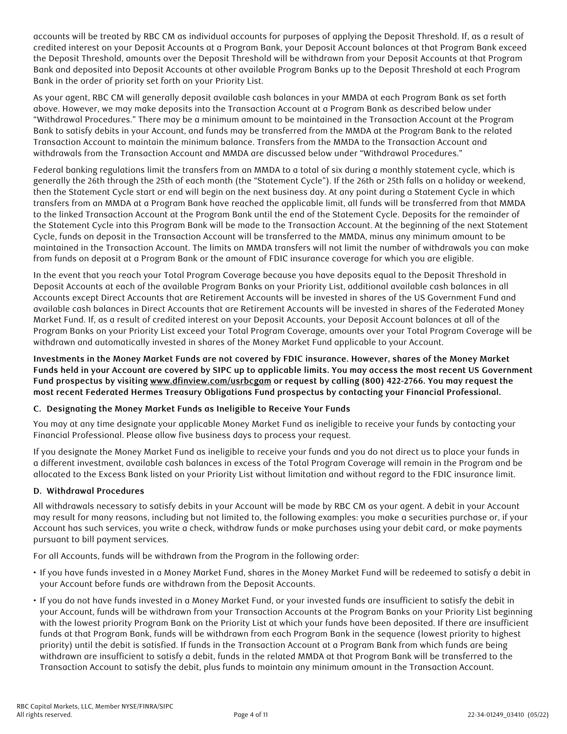accounts will be treated by RBC CM as individual accounts for purposes of applying the Deposit Threshold. If, as a result of credited interest on your Deposit Accounts at a Program Bank, your Deposit Account balances at that Program Bank exceed the Deposit Threshold, amounts over the Deposit Threshold will be withdrawn from your Deposit Accounts at that Program Bank and deposited into Deposit Accounts at other available Program Banks up to the Deposit Threshold at each Program Bank in the order of priority set forth on your Priority List.

As your agent, RBC CM will generally deposit available cash balances in your MMDA at each Program Bank as set forth above. However, we may make deposits into the Transaction Account at a Program Bank as described below under "Withdrawal Procedures." There may be a minimum amount to be maintained in the Transaction Account at the Program Bank to satisfy debits in your Account, and funds may be transferred from the MMDA at the Program Bank to the related Transaction Account to maintain the minimum balance. Transfers from the MMDA to the Transaction Account and withdrawals from the Transaction Account and MMDA are discussed below under "Withdrawal Procedures."

Federal banking regulations limit the transfers from an MMDA to a total of six during a monthly statement cycle, which is generally the 26th through the 25th of each month (the "Statement Cycle"). If the 26th or 25th falls on a holiday or weekend, then the Statement Cycle start or end will begin on the next business day. At any point during a Statement Cycle in which transfers from an MMDA at a Program Bank have reached the applicable limit, all funds will be transferred from that MMDA to the linked Transaction Account at the Program Bank until the end of the Statement Cycle. Deposits for the remainder of the Statement Cycle into this Program Bank will be made to the Transaction Account. At the beginning of the next Statement Cycle, funds on deposit in the Transaction Account will be transferred to the MMDA, minus any minimum amount to be maintained in the Transaction Account. The limits on MMDA transfers will not limit the number of withdrawals you can make from funds on deposit at a Program Bank or the amount of FDIC insurance coverage for which you are eligible.

In the event that you reach your Total Program Coverage because you have deposits equal to the Deposit Threshold in Deposit Accounts at each of the available Program Banks on your Priority List, additional available cash balances in all Accounts except Direct Accounts that are Retirement Accounts will be invested in shares of the US Government Fund and available cash balances in Direct Accounts that are Retirement Accounts will be invested in shares of the Federated Money Market Fund. If, as a result of credited interest on your Deposit Accounts, your Deposit Account balances at all of the Program Banks on your Priority List exceed your Total Program Coverage, amounts over your Total Program Coverage will be withdrawn and automatically invested in shares of the Money Market Fund applicable to your Account.

**Investments in the Money Market Funds are not covered by FDIC insurance. However, shares of the Money Market Funds held in your Account are covered by SIPC up to applicable limits. You may access the most recent US Government Fund prospectus by visiting www.dfinview.com/usrbcgam or request by calling (800) 422-2766. You may request the most recent Federated Hermes Treasury Obligations Fund prospectus by contacting your Financial Professional.**

### C. Designating the Money Market Funds as Ineligible to Receive Your Funds

You may at any time designate your applicable Money Market Fund as ineligible to receive your funds by contacting your Financial Professional. Please allow five business days to process your request.

If you designate the Money Market Fund as ineligible to receive your funds and you do not direct us to place your funds in a different investment, available cash balances in excess of the Total Program Coverage will remain in the Program and be allocated to the Excess Bank listed on your Priority List without limitation and without regard to the FDIC insurance limit.

### D. Withdrawal Procedures

All withdrawals necessary to satisfy debits in your Account will be made by RBC CM as your agent. A debit in your Account may result for many reasons, including but not limited to, the following examples: you make a securities purchase or, if your Account has such services, you write a check, withdraw funds or make purchases using your debit card, or make payments pursuant to bill payment services.

For all Accounts, funds will be withdrawn from the Program in the following order:

- If you have funds invested in a Money Market Fund, shares in the Money Market Fund will be redeemed to satisfy a debit in your Account before funds are withdrawn from the Deposit Accounts.
- If you do not have funds invested in a Money Market Fund, or your invested funds are insufficient to satisfy the debit in your Account, funds will be withdrawn from your Transaction Accounts at the Program Banks on your Priority List beginning with the lowest priority Program Bank on the Priority List at which your funds have been deposited. If there are insufficient funds at that Program Bank, funds will be withdrawn from each Program Bank in the sequence (lowest priority to highest priority) until the debit is satisfied. If funds in the Transaction Account at a Program Bank from which funds are being withdrawn are insufficient to satisfy a debit, funds in the related MMDA at that Program Bank will be transferred to the Transaction Account to satisfy the debit, plus funds to maintain any minimum amount in the Transaction Account.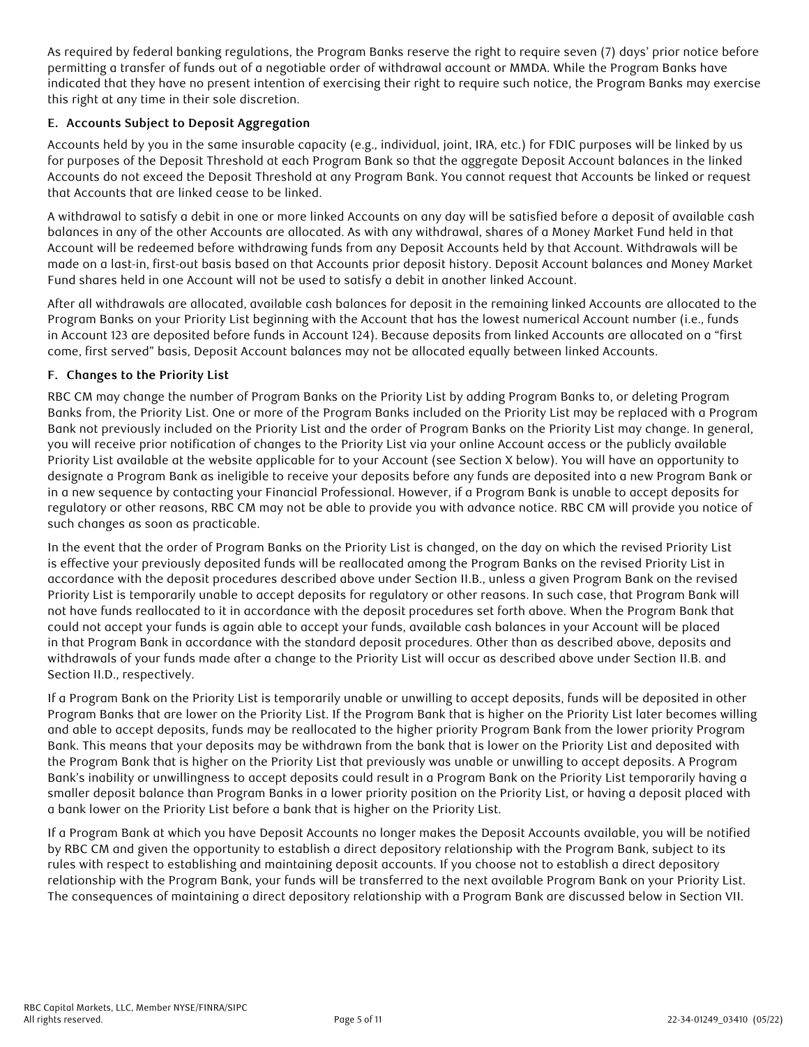As required by federal banking regulations, the Program Banks reserve the right to require seven (7) days' prior notice before permitting a transfer of funds out of a negotiable order of withdrawal account or MMDA. While the Program Banks have indicated that they have no present intention of exercising their right to require such notice, the Program Banks may exercise this right at any time in their sole discretion.

### E. Accounts Subject to Deposit Aggregation

Accounts held by you in the same insurable capacity (e.g., individual, joint, IRA, etc.) for FDIC purposes will be linked by us for purposes of the Deposit Threshold at each Program Bank so that the aggregate Deposit Account balances in the linked Accounts do not exceed the Deposit Threshold at any Program Bank. You cannot request that Accounts be linked or request that Accounts that are linked cease to be linked.

A withdrawal to satisfy a debit in one or more linked Accounts on any day will be satisfied before a deposit of available cash balances in any of the other Accounts are allocated. As with any withdrawal, shares of a Money Market Fund held in that Account will be redeemed before withdrawing funds from any Deposit Accounts held by that Account. Withdrawals will be made on a last-in, first-out basis based on that Accounts prior deposit history. Deposit Account balances and Money Market Fund shares held in one Account will not be used to satisfy a debit in another linked Account.

After all withdrawals are allocated, available cash balances for deposit in the remaining linked Accounts are allocated to the Program Banks on your Priority List beginning with the Account that has the lowest numerical Account number (i.e., funds in Account 123 are deposited before funds in Account 124). Because deposits from linked Accounts are allocated on a "first come, first served" basis, Deposit Account balances may not be allocated equally between linked Accounts.

### F. Changes to the Priority List

RBC CM may change the number of Program Banks on the Priority List by adding Program Banks to, or deleting Program Banks from, the Priority List. One or more of the Program Banks included on the Priority List may be replaced with a Program Bank not previously included on the Priority List and the order of Program Banks on the Priority List may change. In general, you will receive prior notification of changes to the Priority List via your online Account access or the publicly available Priority List available at the website applicable for to your Account (see Section X below). You will have an opportunity to designate a Program Bank as ineligible to receive your deposits before any funds are deposited into a new Program Bank or in a new sequence by contacting your Financial Professional. However, if a Program Bank is unable to accept deposits for regulatory or other reasons, RBC CM may not be able to provide you with advance notice. RBC CM will provide you notice of such changes as soon as practicable.

In the event that the order of Program Banks on the Priority List is changed, on the day on which the revised Priority List is effective your previously deposited funds will be reallocated among the Program Banks on the revised Priority List in accordance with the deposit procedures described above under Section II.B., unless a given Program Bank on the revised Priority List is temporarily unable to accept deposits for regulatory or other reasons. In such case, that Program Bank will not have funds reallocated to it in accordance with the deposit procedures set forth above. When the Program Bank that could not accept your funds is again able to accept your funds, available cash balances in your Account will be placed in that Program Bank in accordance with the standard deposit procedures. Other than as described above, deposits and withdrawals of your funds made after a change to the Priority List will occur as described above under Section II.B. and Section II.D., respectively.

If a Program Bank on the Priority List is temporarily unable or unwilling to accept deposits, funds will be deposited in other Program Banks that are lower on the Priority List. If the Program Bank that is higher on the Priority List later becomes willing and able to accept deposits, funds may be reallocated to the higher priority Program Bank from the lower priority Program Bank. This means that your deposits may be withdrawn from the bank that is lower on the Priority List and deposited with the Program Bank that is higher on the Priority List that previously was unable or unwilling to accept deposits. A Program Bank's inability or unwillingness to accept deposits could result in a Program Bank on the Priority List temporarily having a smaller deposit balance than Program Banks in a lower priority position on the Priority List, or having a deposit placed with a bank lower on the Priority List before a bank that is higher on the Priority List.

If a Program Bank at which you have Deposit Accounts no longer makes the Deposit Accounts available, you will be notified by RBC CM and given the opportunity to establish a direct depository relationship with the Program Bank, subject to its rules with respect to establishing and maintaining deposit accounts. If you choose not to establish a direct depository relationship with the Program Bank, your funds will be transferred to the next available Program Bank on your Priority List. The consequences of maintaining a direct depository relationship with a Program Bank are discussed below in Section VII.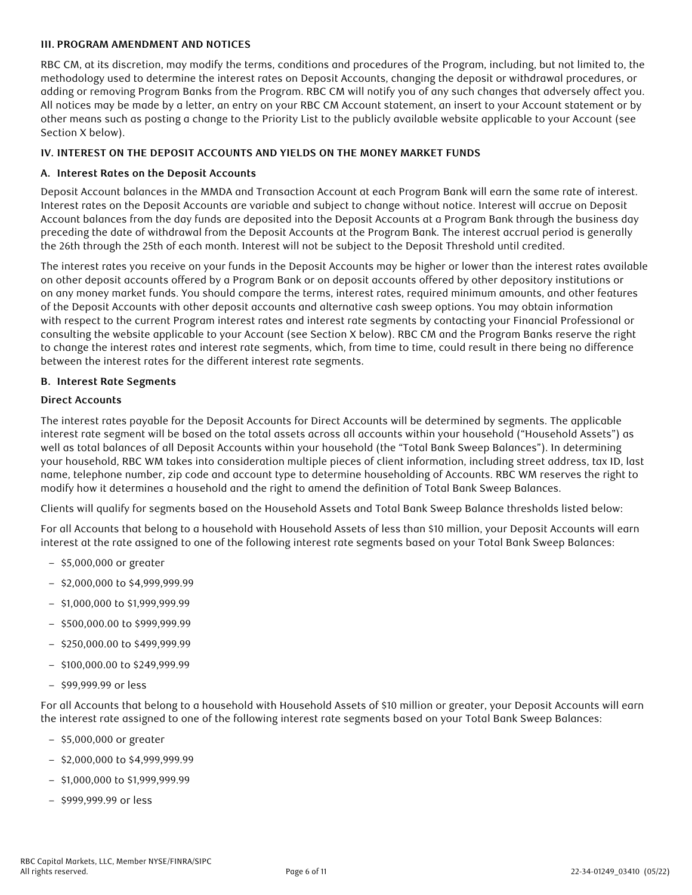### III. PROGRAM AMENDMENT AND NOTICES

RBC CM, at its discretion, may modify the terms, conditions and procedures of the Program, including, but not limited to, the methodology used to determine the interest rates on Deposit Accounts, changing the deposit or withdrawal procedures, or adding or removing Program Banks from the Program. RBC CM will notify you of any such changes that adversely affect you. All notices may be made by a letter, an entry on your RBC CM Account statement, an insert to your Account statement or by other means such as posting a change to the Priority List to the publicly available website applicable to your Account (see Section X below).

### IV. INTEREST ON THE DEPOSIT ACCOUNTS AND YIELDS ON THE MONEY MARKET FUNDS

#### A. Interest Rates on the Deposit Accounts

Deposit Account balances in the MMDA and Transaction Account at each Program Bank will earn the same rate of interest. Interest rates on the Deposit Accounts are variable and subject to change without notice. Interest will accrue on Deposit Account balances from the day funds are deposited into the Deposit Accounts at a Program Bank through the business day preceding the date of withdrawal from the Deposit Accounts at the Program Bank. The interest accrual period is generally the 26th through the 25th of each month. Interest will not be subject to the Deposit Threshold until credited.

The interest rates you receive on your funds in the Deposit Accounts may be higher or lower than the interest rates available on other deposit accounts offered by a Program Bank or on deposit accounts offered by other depository institutions or on any money market funds. You should compare the terms, interest rates, required minimum amounts, and other features of the Deposit Accounts with other deposit accounts and alternative cash sweep options. You may obtain information with respect to the current Program interest rates and interest rate segments by contacting your Financial Professional or consulting the website applicable to your Account (see Section X below). RBC CM and the Program Banks reserve the right to change the interest rates and interest rate segments, which, from time to time, could result in there being no difference between the interest rates for the different interest rate segments.

#### B. Interest Rate Segments

**Direct Accounts**

The interest rates payable for the Deposit Accounts for Direct Accounts will be determined by segments. The applicable interest rate segment will be based on the total assets across all accounts within your household ("Household Assets") as well as total balances of all Deposit Accounts within your household (the "Total Bank Sweep Balances"). In determining your household, RBC WM takes into consideration multiple pieces of client information, including street address, tax ID, last name, telephone number, zip code and account type to determine householding of Accounts. RBC WM reserves the right to modify how it determines a household and the right to amend the definition of Total Bank Sweep Balances.

Clients will qualify for segments based on the Household Assets and Total Bank Sweep Balance thresholds listed below:

For all Accounts that belong to a household with Household Assets of less than $10 million, your Deposit Accounts will earn interest at the rate assigned to one of the following interest rate segments based on your Total Bank Sweep Balances:

- $5,000,000 or greater
- $2,000,000 to $4,999,999.99
- $1,000,000 to $1,999,999.99
- $500,000.00 to $999,999.99
- $250,000.00 to $499,999.99
- $100,000.00 to $249,999.99
- $99,999.99 or less

For all Accounts that belong to a household with Household Assets of $10 million or greater, your Deposit Accounts will earn the interest rate assigned to one of the following interest rate segments based on your Total Bank Sweep Balances:

- $5,000,000 or greater
- $2,000,000 to $4,999,999.99
- $1,000,000 to $1,999,999.99
- $999,999.99 or less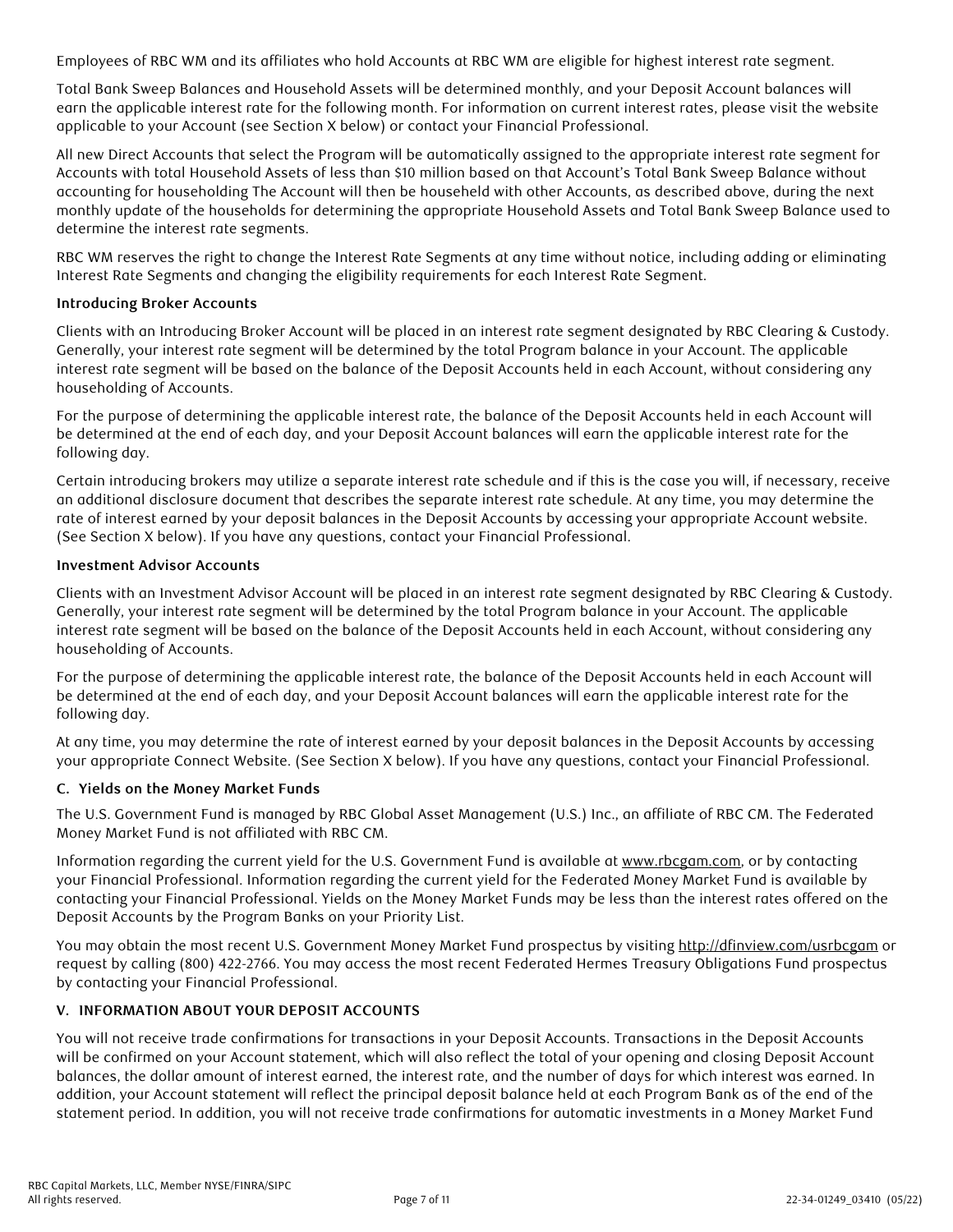Employees of RBC WM and its affiliates who hold Accounts at RBC WM are eligible for highest interest rate segment.

Total Bank Sweep Balances and Household Assets will be determined monthly, and your Deposit Account balances will earn the applicable interest rate for the following month. For information on current interest rates, please visit the website applicable to your Account (see Section X below) or contact your Financial Professional.

All new Direct Accounts that select the Program will be automatically assigned to the appropriate interest rate segment for Accounts with total Household Assets of less than $10 million based on that Account's Total Bank Sweep Balance without accounting for householding The Account will then be househeld with other Accounts, as described above, during the next monthly update of the households for determining the appropriate Household Assets and Total Bank Sweep Balance used to determine the interest rate segments.

RBC WM reserves the right to change the Interest Rate Segments at any time without notice, including adding or eliminating Interest Rate Segments and changing the eligibility requirements for each Interest Rate Segment.

**Introducing Broker Accounts**

Clients with an Introducing Broker Account will be placed in an interest rate segment designated by RBC Clearing & Custody. Generally, your interest rate segment will be determined by the total Program balance in your Account. The applicable interest rate segment will be based on the balance of the Deposit Accounts held in each Account, without considering any householding of Accounts.

For the purpose of determining the applicable interest rate, the balance of the Deposit Accounts held in each Account will be determined at the end of each day, and your Deposit Account balances will earn the applicable interest rate for the following day.

Certain introducing brokers may utilize a separate interest rate schedule and if this is the case you will, if necessary, receive an additional disclosure document that describes the separate interest rate schedule. At any time, you may determine the rate of interest earned by your deposit balances in the Deposit Accounts by accessing your appropriate Account website. (See Section X below). If you have any questions, contact your Financial Professional.

**Investment Advisor Accounts**

Clients with an Investment Advisor Account will be placed in an interest rate segment designated by RBC Clearing & Custody. Generally, your interest rate segment will be determined by the total Program balance in your Account. The applicable interest rate segment will be based on the balance of the Deposit Accounts held in each Account, without considering any householding of Accounts.

For the purpose of determining the applicable interest rate, the balance of the Deposit Accounts held in each Account will be determined at the end of each day, and your Deposit Account balances will earn the applicable interest rate for the following day.

At any time, you may determine the rate of interest earned by your deposit balances in the Deposit Accounts by accessing your appropriate Connect Website. (See Section X below). If you have any questions, contact your Financial Professional.

### C. Yields on the Money Market Funds

The U.S. Government Fund is managed by RBC Global Asset Management (U.S.) Inc., an affiliate of RBC CM. The Federated Money Market Fund is not affiliated with RBC CM.

Information regarding the current yield for the U.S. Government Fund is available at www.rbcgam.com, or by contacting your Financial Professional. Information regarding the current yield for the Federated Money Market Fund is available by contacting your Financial Professional. Yields on the Money Market Funds may be less than the interest rates offered on the Deposit Accounts by the Program Banks on your Priority List.

You may obtain the most recent U.S. Government Money Market Fund prospectus by visiting http://dfinview.com/usrbcgam or request by calling (800) 422-2766. You may access the most recent Federated Hermes Treasury Obligations Fund prospectus by contacting your Financial Professional.

## V. INFORMATION ABOUT YOUR DEPOSIT ACCOUNTS

You will not receive trade confirmations for transactions in your Deposit Accounts. Transactions in the Deposit Accounts will be confirmed on your Account statement, which will also reflect the total of your opening and closing Deposit Account balances, the dollar amount of interest earned, the interest rate, and the number of days for which interest was earned. In addition, your Account statement will reflect the principal deposit balance held at each Program Bank as of the end of the statement period. In addition, you will not receive trade confirmations for automatic investments in a Money Market Fund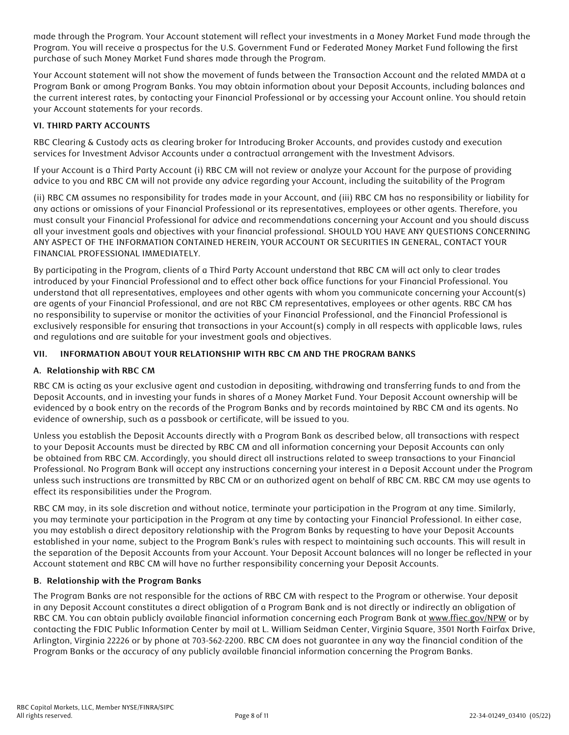made through the Program. Your Account statement will reflect your investments in a Money Market Fund made through the Program. You will receive a prospectus for the U.S. Government Fund or Federated Money Market Fund following the first purchase of such Money Market Fund shares made through the Program.

Your Account statement will not show the movement of funds between the Transaction Account and the related MMDA at a Program Bank or among Program Banks. You may obtain information about your Deposit Accounts, including balances and the current interest rates, by contacting your Financial Professional or by accessing your Account online. You should retain your Account statements for your records.

## VI. THIRD PARTY ACCOUNTS

RBC Clearing & Custody acts as clearing broker for Introducing Broker Accounts, and provides custody and execution services for Investment Advisor Accounts under a contractual arrangement with the Investment Advisors.

If your Account is a Third Party Account (i) RBC CM will not review or analyze your Account for the purpose of providing advice to you and RBC CM will not provide any advice regarding your Account, including the suitability of the Program

(ii) RBC CM assumes no responsibility for trades made in your Account, and (iii) RBC CM has no responsibility or liability for any actions or omissions of your Financial Professional or its representatives, employees or other agents. Therefore, you must consult your Financial Professional for advice and recommendations concerning your Account and you should discuss all your investment goals and objectives with your financial professional. SHOULD YOU HAVE ANY QUESTIONS CONCERNING ANY ASPECT OF THE INFORMATION CONTAINED HEREIN, YOUR ACCOUNT OR SECURITIES IN GENERAL, CONTACT YOUR FINANCIAL PROFESSIONAL IMMEDIATELY.

By participating in the Program, clients of a Third Party Account understand that RBC CM will act only to clear trades introduced by your Financial Professional and to effect other back office functions for your Financial Professional. You understand that all representatives, employees and other agents with whom you communicate concerning your Account(s) are agents of your Financial Professional, and are not RBC CM representatives, employees or other agents. RBC CM has no responsibility to supervise or monitor the activities of your Financial Professional, and the Financial Professional is exclusively responsible for ensuring that transactions in your Account(s) comply in all respects with applicable laws, rules and regulations and are suitable for your investment goals and objectives.

## VII. INFORMATION ABOUT YOUR RELATIONSHIP WITH RBC CM AND THE PROGRAM BANKS

### A. Relationship with RBC CM

RBC CM is acting as your exclusive agent and custodian in depositing, withdrawing and transferring funds to and from the Deposit Accounts, and in investing your funds in shares of a Money Market Fund. Your Deposit Account ownership will be evidenced by a book entry on the records of the Program Banks and by records maintained by RBC CM and its agents. No evidence of ownership, such as a passbook or certificate, will be issued to you.

Unless you establish the Deposit Accounts directly with a Program Bank as described below, all transactions with respect to your Deposit Accounts must be directed by RBC CM and all information concerning your Deposit Accounts can only be obtained from RBC CM. Accordingly, you should direct all instructions related to sweep transactions to your Financial Professional. No Program Bank will accept any instructions concerning your interest in a Deposit Account under the Program unless such instructions are transmitted by RBC CM or an authorized agent on behalf of RBC CM. RBC CM may use agents to effect its responsibilities under the Program.

RBC CM may, in its sole discretion and without notice, terminate your participation in the Program at any time. Similarly, you may terminate your participation in the Program at any time by contacting your Financial Professional. In either case, you may establish a direct depository relationship with the Program Banks by requesting to have your Deposit Accounts established in your name, subject to the Program Bank's rules with respect to maintaining such accounts. This will result in the separation of the Deposit Accounts from your Account. Your Deposit Account balances will no longer be reflected in your Account statement and RBC CM will have no further responsibility concerning your Deposit Accounts.

### B. Relationship with the Program Banks

The Program Banks are not responsible for the actions of RBC CM with respect to the Program or otherwise. Your deposit in any Deposit Account constitutes a direct obligation of a Program Bank and is not directly or indirectly an obligation of RBC CM. You can obtain publicly available financial information concerning each Program Bank at www.ffiec.gov/NPW or by contacting the FDIC Public Information Center by mail at L. William Seidman Center, Virginia Square, 3501 North Fairfax Drive, Arlington, Virginia 22226 or by phone at 703-562-2200. RBC CM does not guarantee in any way the financial condition of the Program Banks or the accuracy of any publicly available financial information concerning the Program Banks.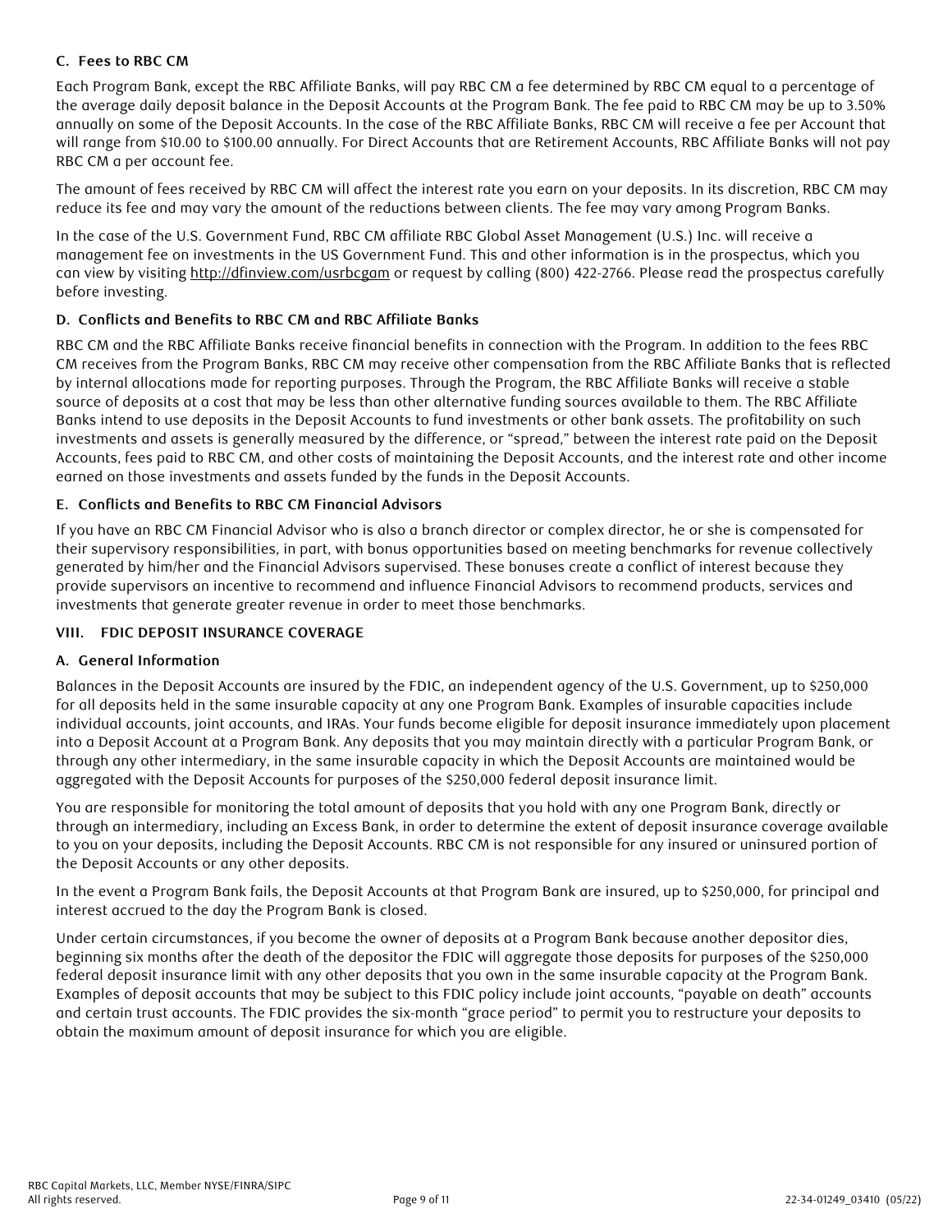### C. Fees to RBC CM

Each Program Bank, except the RBC Affiliate Banks, will pay RBC CM a fee determined by RBC CM equal to a percentage of the average daily deposit balance in the Deposit Accounts at the Program Bank. The fee paid to RBC CM may be up to 3.50% annually on some of the Deposit Accounts. In the case of the RBC Affiliate Banks, RBC CM will receive a fee per Account that will range from $10.00 to $100.00 annually. For Direct Accounts that are Retirement Accounts, RBC Affiliate Banks will not pay RBC CM a per account fee.

The amount of fees received by RBC CM will affect the interest rate you earn on your deposits. In its discretion, RBC CM may reduce its fee and may vary the amount of the reductions between clients. The fee may vary among Program Banks.

In the case of the U.S. Government Fund, RBC CM affiliate RBC Global Asset Management (U.S.) Inc. will receive a management fee on investments in the US Government Fund. This and other information is in the prospectus, which you can view by visiting http://dfinview.com/usrbcgam or request by calling (800) 422-2766. Please read the prospectus carefully before investing.

### D. Conflicts and Benefits to RBC CM and RBC Affiliate Banks

RBC CM and the RBC Affiliate Banks receive financial benefits in connection with the Program. In addition to the fees RBC CM receives from the Program Banks, RBC CM may receive other compensation from the RBC Affiliate Banks that is reflected by internal allocations made for reporting purposes. Through the Program, the RBC Affiliate Banks will receive a stable source of deposits at a cost that may be less than other alternative funding sources available to them. The RBC Affiliate Banks intend to use deposits in the Deposit Accounts to fund investments or other bank assets. The profitability on such investments and assets is generally measured by the difference, or "spread," between the interest rate paid on the Deposit Accounts, fees paid to RBC CM, and other costs of maintaining the Deposit Accounts, and the interest rate and other income earned on those investments and assets funded by the funds in the Deposit Accounts.

### E. Conflicts and Benefits to RBC CM Financial Advisors

If you have an RBC CM Financial Advisor who is also a branch director or complex director, he or she is compensated for their supervisory responsibilities, in part, with bonus opportunities based on meeting benchmarks for revenue collectively generated by him/her and the Financial Advisors supervised. These bonuses create a conflict of interest because they provide supervisors an incentive to recommend and influence Financial Advisors to recommend products, services and investments that generate greater revenue in order to meet those benchmarks.

## VIII. FDIC DEPOSIT INSURANCE COVERAGE

### A. General Information

Balances in the Deposit Accounts are insured by the FDIC, an independent agency of the U.S. Government, up to $250,000 for all deposits held in the same insurable capacity at any one Program Bank. Examples of insurable capacities include individual accounts, joint accounts, and IRAs. Your funds become eligible for deposit insurance immediately upon placement into a Deposit Account at a Program Bank. Any deposits that you may maintain directly with a particular Program Bank, or through any other intermediary, in the same insurable capacity in which the Deposit Accounts are maintained would be aggregated with the Deposit Accounts for purposes of the $250,000 federal deposit insurance limit.

You are responsible for monitoring the total amount of deposits that you hold with any one Program Bank, directly or through an intermediary, including an Excess Bank, in order to determine the extent of deposit insurance coverage available to you on your deposits, including the Deposit Accounts. RBC CM is not responsible for any insured or uninsured portion of the Deposit Accounts or any other deposits.

In the event a Program Bank fails, the Deposit Accounts at that Program Bank are insured, up to $250,000, for principal and interest accrued to the day the Program Bank is closed.

Under certain circumstances, if you become the owner of deposits at a Program Bank because another depositor dies, beginning six months after the death of the depositor the FDIC will aggregate those deposits for purposes of the $250,000 federal deposit insurance limit with any other deposits that you own in the same insurable capacity at the Program Bank. Examples of deposit accounts that may be subject to this FDIC policy include joint accounts, "payable on death" accounts and certain trust accounts. The FDIC provides the six-month "grace period" to permit you to restructure your deposits to obtain the maximum amount of deposit insurance for which you are eligible.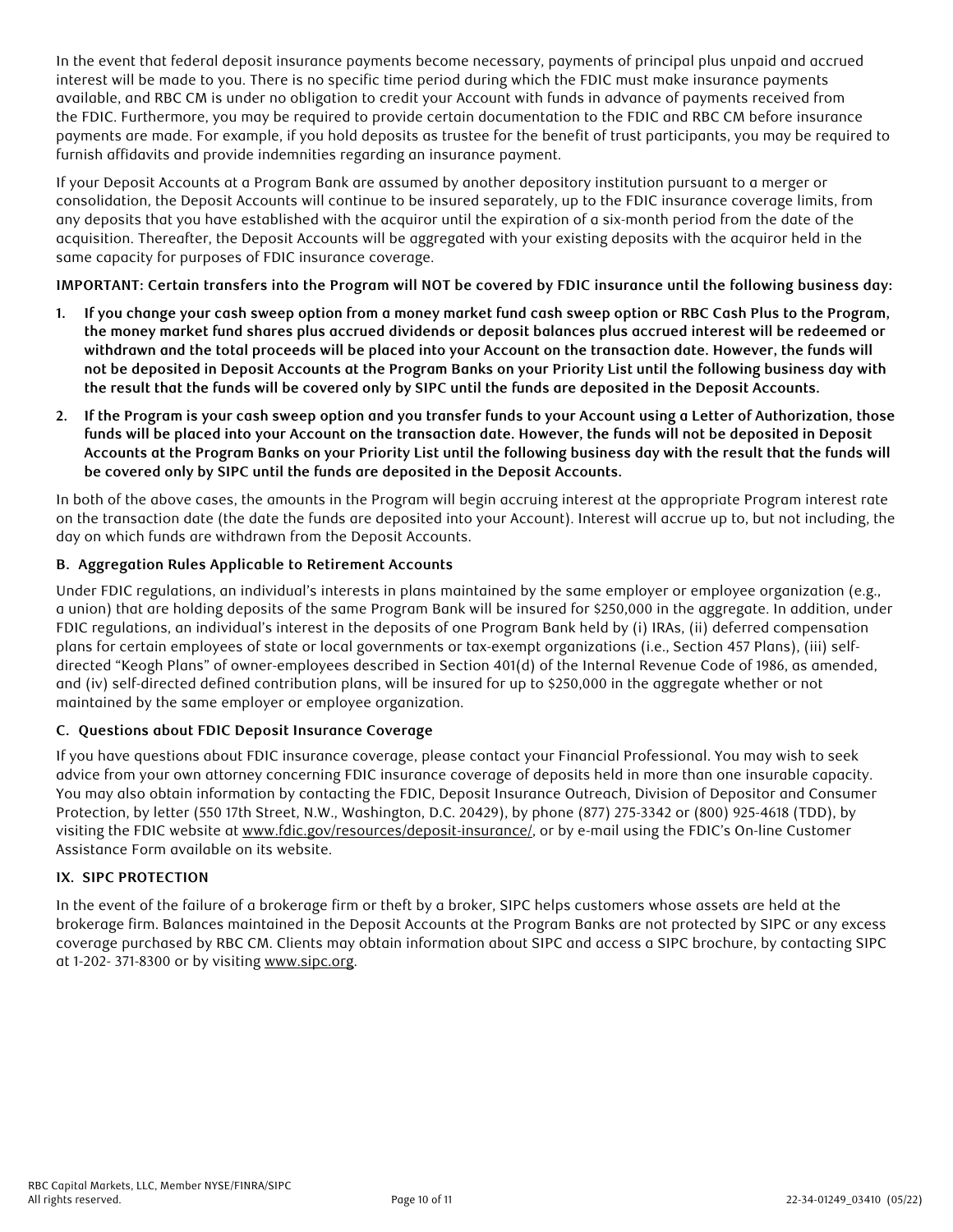In the event that federal deposit insurance payments become necessary, payments of principal plus unpaid and accrued interest will be made to you. There is no specific time period during which the FDIC must make insurance payments available, and RBC CM is under no obligation to credit your Account with funds in advance of payments received from the FDIC. Furthermore, you may be required to provide certain documentation to the FDIC and RBC CM before insurance payments are made. For example, if you hold deposits as trustee for the benefit of trust participants, you may be required to furnish affidavits and provide indemnities regarding an insurance payment.

If your Deposit Accounts at a Program Bank are assumed by another depository institution pursuant to a merger or consolidation, the Deposit Accounts will continue to be insured separately, up to the FDIC insurance coverage limits, from any deposits that you have established with the acquiror until the expiration of a six-month period from the date of the acquisition. Thereafter, the Deposit Accounts will be aggregated with your existing deposits with the acquiror held in the same capacity for purposes of FDIC insurance coverage.

**IMPORTANT: Certain transfers into the Program will NOT be covered by FDIC insurance until the following business day:**

1. **If you change your cash sweep option from a money market fund cash sweep option or RBC Cash Plus to the Program, the money market fund shares plus accrued dividends or deposit balances plus accrued interest will be redeemed or withdrawn and the total proceeds will be placed into your Account on the transaction date. However, the funds will not be deposited in Deposit Accounts at the Program Banks on your Priority List until the following business day with the result that the funds will be covered only by SIPC until the funds are deposited in the Deposit Accounts.**
2. **If the Program is your cash sweep option and you transfer funds to your Account using a Letter of Authorization, those funds will be placed into your Account on the transaction date. However, the funds will not be deposited in Deposit Accounts at the Program Banks on your Priority List until the following business day with the result that the funds will be covered only by SIPC until the funds are deposited in the Deposit Accounts.**

In both of the above cases, the amounts in the Program will begin accruing interest at the appropriate Program interest rate on the transaction date (the date the funds are deposited into your Account). Interest will accrue up to, but not including, the day on which funds are withdrawn from the Deposit Accounts.

### B. Aggregation Rules Applicable to Retirement Accounts

Under FDIC regulations, an individual's interests in plans maintained by the same employer or employee organization (e.g., a union) that are holding deposits of the same Program Bank will be insured for $250,000 in the aggregate. In addition, under FDIC regulations, an individual's interest in the deposits of one Program Bank held by (i) IRAs, (ii) deferred compensation plans for certain employees of state or local governments or tax-exempt organizations (i.e., Section 457 Plans), (iii) self-directed "Keogh Plans" of owner-employees described in Section 401(d) of the Internal Revenue Code of 1986, as amended, and (iv) self-directed defined contribution plans, will be insured for up to $250,000 in the aggregate whether or not maintained by the same employer or employee organization.

### C. Questions about FDIC Deposit Insurance Coverage

If you have questions about FDIC insurance coverage, please contact your Financial Professional. You may wish to seek advice from your own attorney concerning FDIC insurance coverage of deposits held in more than one insurable capacity. You may also obtain information by contacting the FDIC, Deposit Insurance Outreach, Division of Depositor and Consumer Protection, by letter (550 17th Street, N.W., Washington, D.C. 20429), by phone (877) 275-3342 or (800) 925-4618 (TDD), by visiting the FDIC website at www.fdic.gov/resources/deposit-insurance/, or by e-mail using the FDIC's On-line Customer Assistance Form available on its website.

## IX. SIPC PROTECTION

In the event of the failure of a brokerage firm or theft by a broker, SIPC helps customers whose assets are held at the brokerage firm. Balances maintained in the Deposit Accounts at the Program Banks are not protected by SIPC or any excess coverage purchased by RBC CM. Clients may obtain information about SIPC and access a SIPC brochure, by contacting SIPC at 1-202- 371-8300 or by visiting www.sipc.org.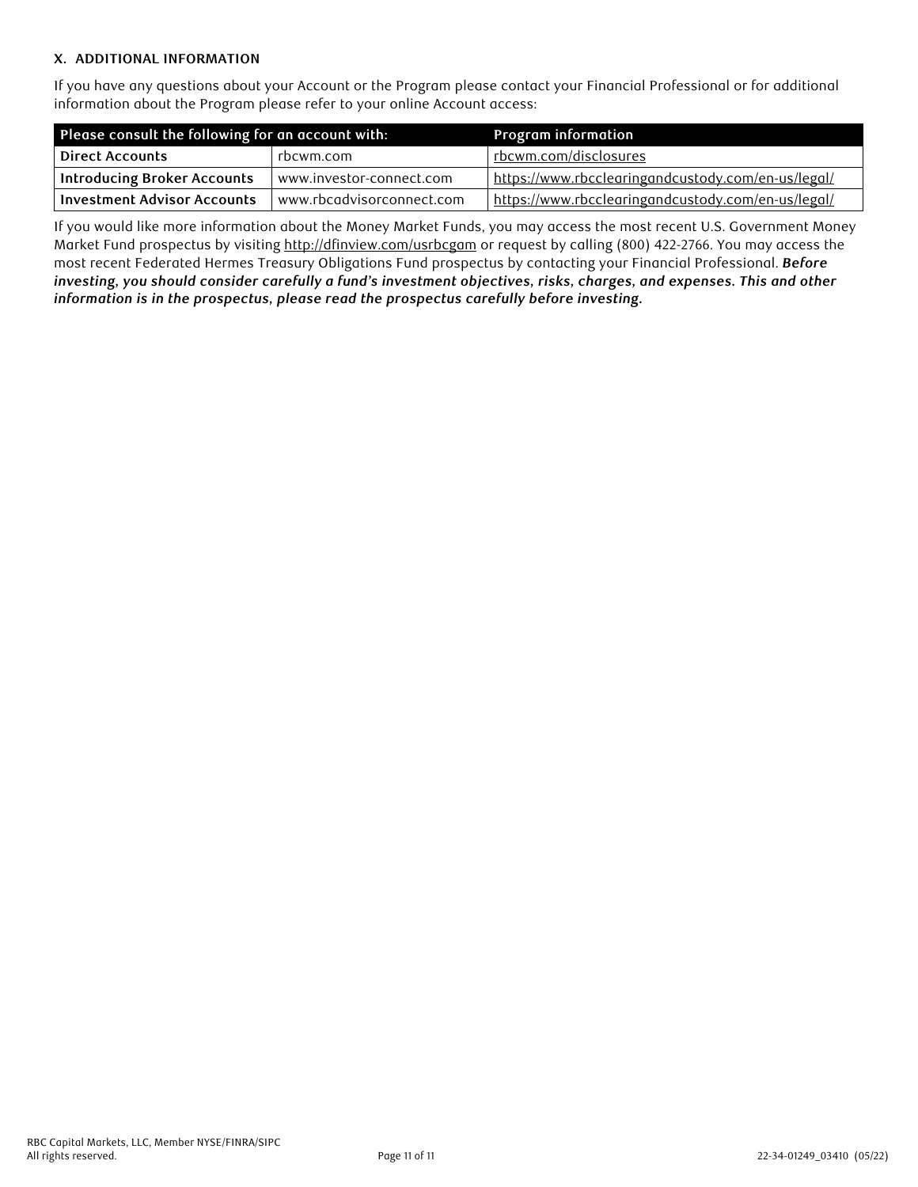## X. ADDITIONAL INFORMATION

If you have any questions about your Account or the Program please contact your Financial Professional or for additional information about the Program please refer to your online Account access:

| Please consult the following for an account with: | | Program information |
|---|---|---|
| **Direct Accounts** | rbcwm.com | rbcwm.com/disclosures |
| **Introducing Broker Accounts** | www.investor-connect.com | https://www.rbcclearingandcustody.com/en-us/legal/ |
| **Investment Advisor Accounts** | www.rbcadvisorconnect.com | https://www.rbcclearingandcustody.com/en-us/legal/ |

If you would like more information about the Money Market Funds, you may access the most recent U.S. Government Money Market Fund prospectus by visiting http://dfinview.com/usrbcgam or request by calling (800) 422-2766. You may access the most recent Federated Hermes Treasury Obligations Fund prospectus by contacting your Financial Professional. ***Before investing, you should consider carefully a fund's investment objectives, risks, charges, and expenses. This and other information is in the prospectus, please read the prospectus carefully before investing.***

RBC Capital Markets, LLC, Member NYSE/FINRA/SIPC
All rights reserved.

22-34-01249_03410 (05/22)